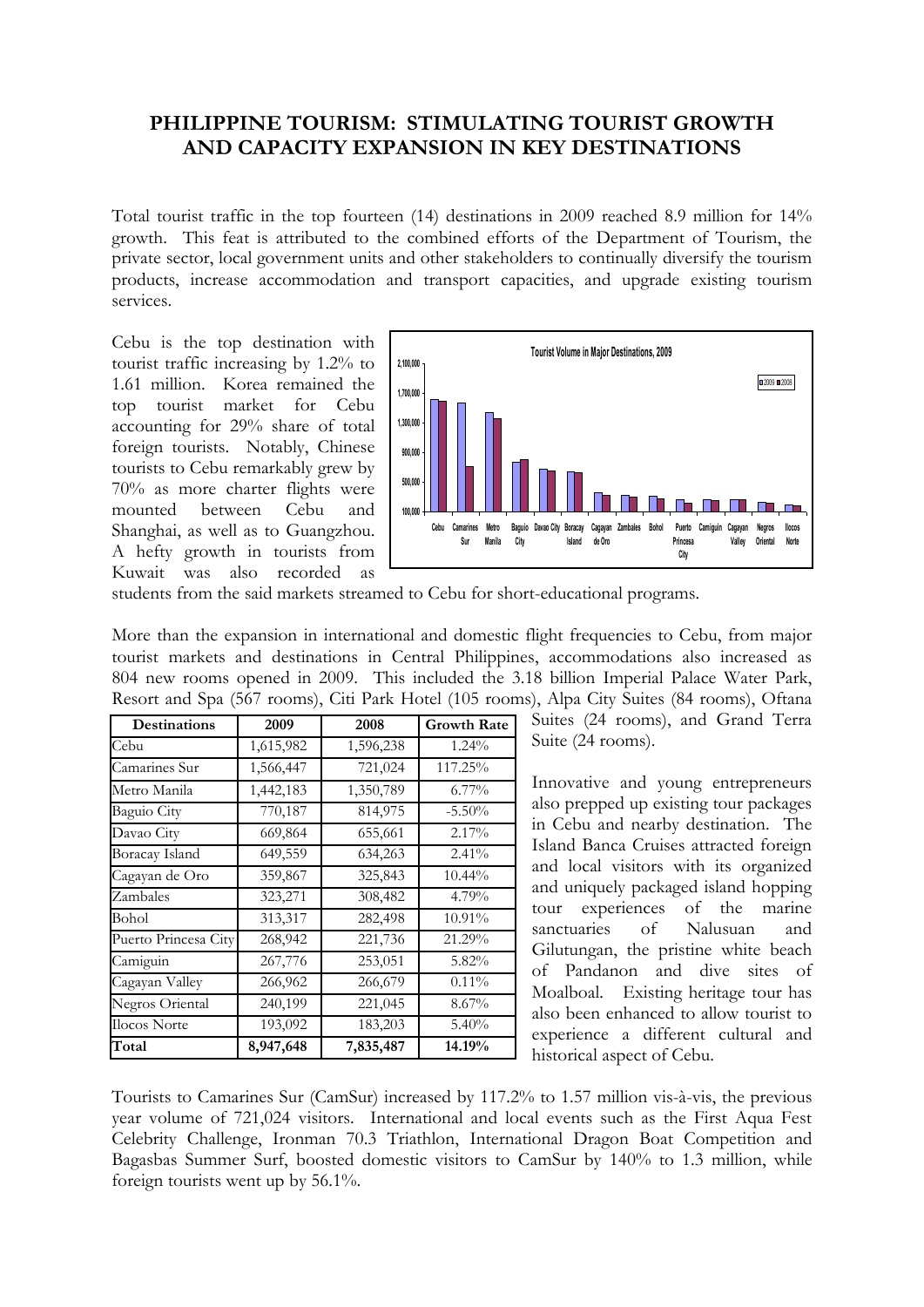# PHILIPPINE TOURISM: STIMULATING TOURIST GROWTH AND CAPACITY EXPANSION IN KEY DESTINATIONS

Total tourist traffic in the top fourteen (14) destinations in 2009 reached 8.9 million for 14% growth. This feat is attributed to the combined efforts of the Department of Tourism, the private sector, local government units and other stakeholders to continually diversify the tourism products, increase accommodation and transport capacities, and upgrade existing tourism services.

Cebu is the top destination with tourist traffic increasing by 1.2% to 1.61 million. Korea remained the top tourist market for Cebu accounting for 29% share of total foreign tourists. Notably, Chinese tourists to Cebu remarkably grew by 70% as more charter flights were mounted between Cebu and Shanghai, as well as to Guangzhou. A hefty growth in tourists from Kuwait was also recorded as students from the said markets streamed to Cebu for short-educational programs.

More than the expansion in international and domestic flight frequencies to Cebu, from major tourist markets and destinations in Central Philippines, accommodations also increased as 804 new rooms opened in 2009. This included the 3.18 billion Imperial Palace Water Park, Resort and Spa (567 rooms), Citi Park Hotel (105 rooms), Alpa City Suites (84 rooms), Oftana Suites (24 rooms), and Grand Terra Suite (24 rooms).

| Destinations | 2009 | 2008 | Growth Rate |
|---|---|---|---|
| Cebu | 1,615,982 | 1,596,238 | 1.24% |
| Camarines Sur | 1,566,447 | 721,024 | 117.25% |
| Metro Manila | 1,442,183 | 1,350,789 | 6.77% |
| Baguio City | 770,187 | 814,975 | -5.50% |
| Davao City | 669,864 | 655,661 | 2.17% |
| Boracay Island | 649,559 | 634,263 | 2.41% |
| Cagayan de Oro | 359,867 | 325,843 | 10.44% |
| Zambales | 323,271 | 308,482 | 4.79% |
| Bohol | 313,317 | 282,498 | 10.91% |
| Puerto Princesa City | 268,942 | 221,736 | 21.29% |
| Camiguin | 267,776 | 253,051 | 5.82% |
| Cagayan Valley | 266,962 | 266,679 | 0.11% |
| Negros Oriental | 240,199 | 221,045 | 8.67% |
| Ilocos Norte | 193,092 | 183,203 | 5.40% |
| **Total** | **8,947,648** | **7,835,487** | **14.19%** |

Innovative and young entrepreneurs also prepped up existing tour packages in Cebu and nearby destination. The Island Banca Cruises attracted foreign and local visitors with its organized and uniquely packaged island hopping tour experiences of the marine sanctuaries of Nalusuan and Gilutungan, the pristine white beach of Pandanon and dive sites of Moalboal. Existing heritage tour has also been enhanced to allow tourist to experience a different cultural and historical aspect of Cebu.

Tourists to Camarines Sur (CamSur) increased by 117.2% to 1.57 million vis-à-vis, the previous year volume of 721,024 visitors. International and local events such as the First Aqua Fest Celebrity Challenge, Ironman 70.3 Triathlon, International Dragon Boat Competition and Bagasbas Summer Surf, boosted domestic visitors to CamSur by 140% to 1.3 million, while foreign tourists went up by 56.1%.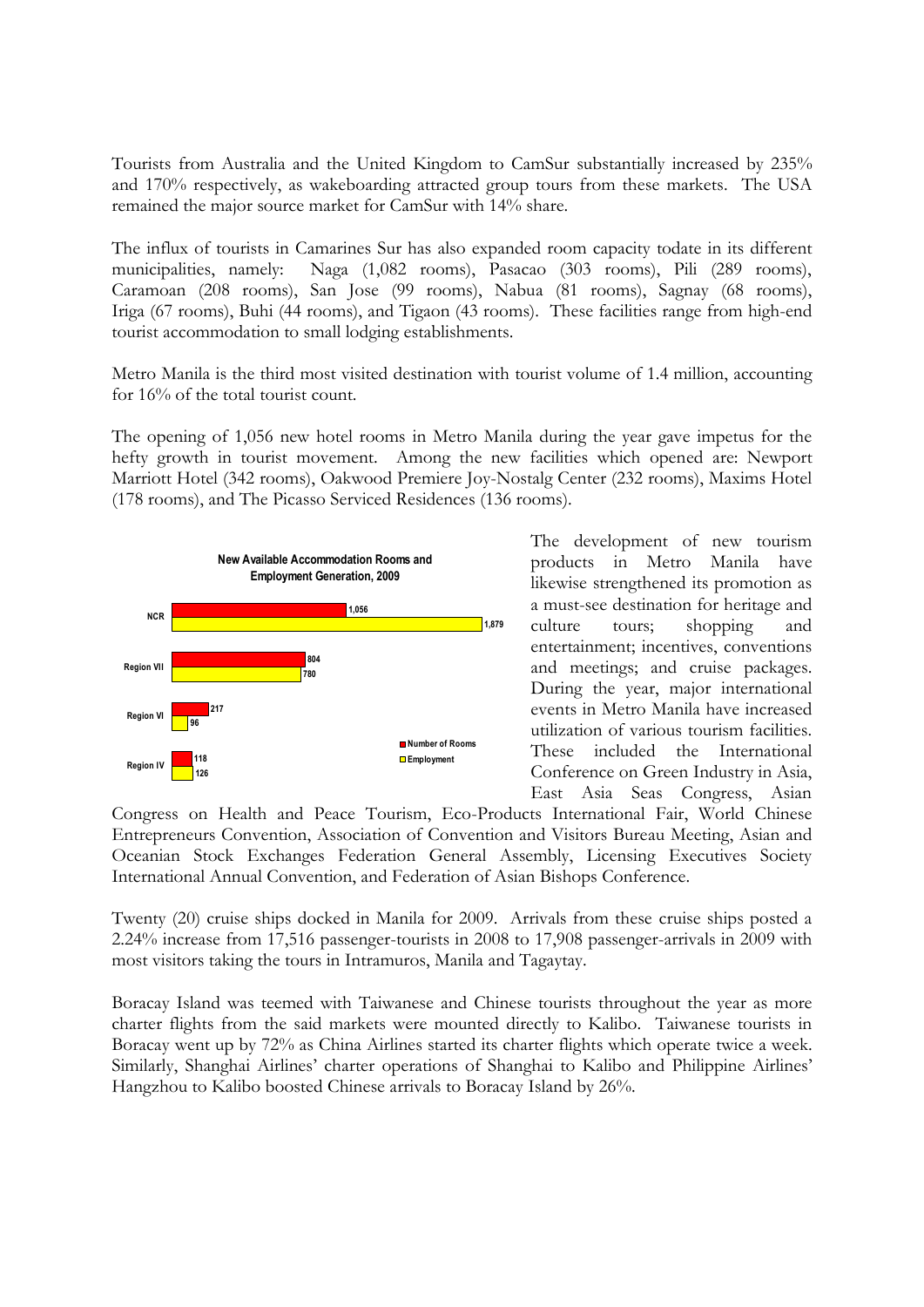Tourists from Australia and the United Kingdom to CamSur substantially increased by 235% and 170% respectively, as wakeboarding attracted group tours from these markets. The USA remained the major source market for CamSur with 14% share.

The influx of tourists in Camarines Sur has also expanded room capacity todate in its different municipalities, namely: Naga (1,082 rooms), Pasacao (303 rooms), Pili (289 rooms), Caramoan (208 rooms), San Jose (99 rooms), Nabua (81 rooms), Sagnay (68 rooms), Iriga (67 rooms), Buhi (44 rooms), and Tigaon (43 rooms). These facilities range from high-end tourist accommodation to small lodging establishments.

Metro Manila is the third most visited destination with tourist volume of 1.4 million, accounting for 16% of the total tourist count.

The opening of 1,056 new hotel rooms in Metro Manila during the year gave impetus for the hefty growth in tourist movement. Among the new facilities which opened are: Newport Marriott Hotel (342 rooms), Oakwood Premiere Joy-Nostalg Center (232 rooms), Maxims Hotel (178 rooms), and The Picasso Serviced Residences (136 rooms).

**New Available Accommodation Rooms and Employment Generation, 2009**

| Region | Number of Rooms | Employment |
|---|---|---|
| NCR | 1,056 | 1,879 |
| Region VII | 804 | 780 |
| Region VI | 217 | 96 |
| Region IV | 118 | 126 |

The development of new tourism products in Metro Manila have likewise strengthened its promotion as a must-see destination for heritage and culture tours; shopping and entertainment; incentives, conventions and meetings; and cruise packages. During the year, major international events in Metro Manila have increased utilization of various tourism facilities. These included the International Conference on Green Industry in Asia, East Asia Seas Congress, Asian Congress on Health and Peace Tourism, Eco-Products International Fair, World Chinese Entrepreneurs Convention, Association of Convention and Visitors Bureau Meeting, Asian and Oceanian Stock Exchanges Federation General Assembly, Licensing Executives Society International Annual Convention, and Federation of Asian Bishops Conference.

Twenty (20) cruise ships docked in Manila for 2009. Arrivals from these cruise ships posted a 2.24% increase from 17,516 passenger-tourists in 2008 to 17,908 passenger-arrivals in 2009 with most visitors taking the tours in Intramuros, Manila and Tagaytay.

Boracay Island was teemed with Taiwanese and Chinese tourists throughout the year as more charter flights from the said markets were mounted directly to Kalibo. Taiwanese tourists in Boracay went up by 72% as China Airlines started its charter flights which operate twice a week. Similarly, Shanghai Airlines' charter operations of Shanghai to Kalibo and Philippine Airlines' Hangzhou to Kalibo boosted Chinese arrivals to Boracay Island by 26%.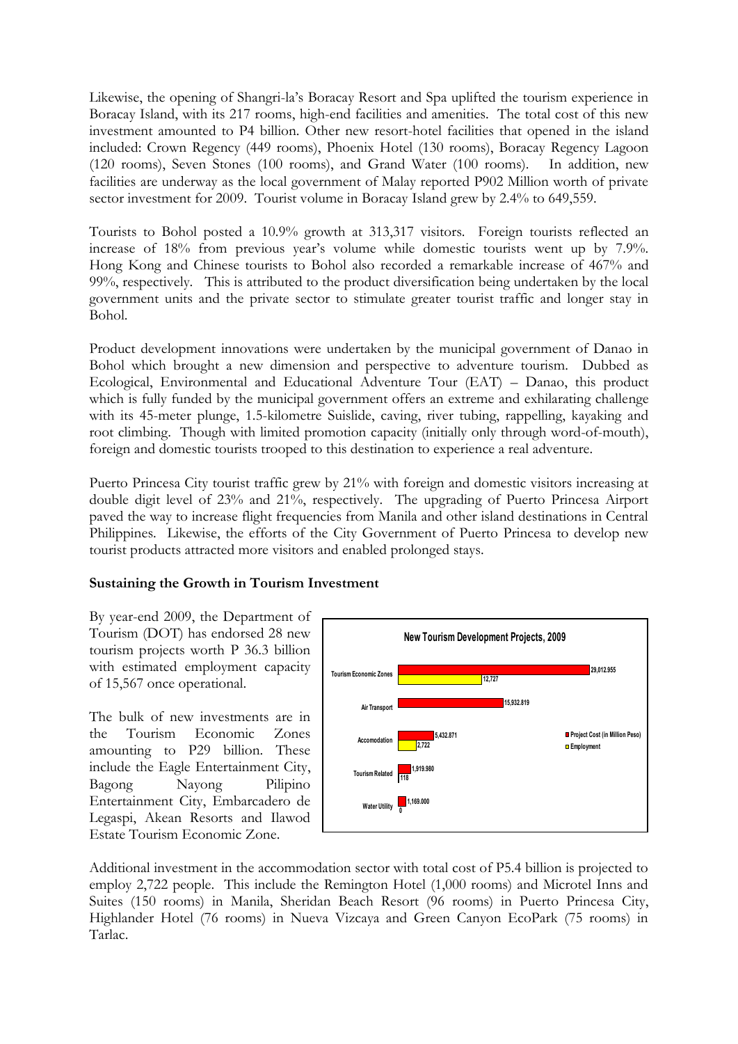Likewise, the opening of Shangri-la's Boracay Resort and Spa uplifted the tourism experience in Boracay Island, with its 217 rooms, high-end facilities and amenities. The total cost of this new investment amounted to P4 billion. Other new resort-hotel facilities that opened in the island included: Crown Regency (449 rooms), Phoenix Hotel (130 rooms), Boracay Regency Lagoon (120 rooms), Seven Stones (100 rooms), and Grand Water (100 rooms). In addition, new facilities are underway as the local government of Malay reported P902 Million worth of private sector investment for 2009. Tourist volume in Boracay Island grew by 2.4% to 649,559.

Tourists to Bohol posted a 10.9% growth at 313,317 visitors. Foreign tourists reflected an increase of 18% from previous year's volume while domestic tourists went up by 7.9%. Hong Kong and Chinese tourists to Bohol also recorded a remarkable increase of 467% and 99%, respectively. This is attributed to the product diversification being undertaken by the local government units and the private sector to stimulate greater tourist traffic and longer stay in Bohol.

Product development innovations were undertaken by the municipal government of Danao in Bohol which brought a new dimension and perspective to adventure tourism. Dubbed as Ecological, Environmental and Educational Adventure Tour (EAT) – Danao, this product which is fully funded by the municipal government offers an extreme and exhilarating challenge with its 45-meter plunge, 1.5-kilometre Suislide, caving, river tubing, rappelling, kayaking and root climbing. Though with limited promotion capacity (initially only through word-of-mouth), foreign and domestic tourists trooped to this destination to experience a real adventure.

Puerto Princesa City tourist traffic grew by 21% with foreign and domestic visitors increasing at double digit level of 23% and 21%, respectively. The upgrading of Puerto Princesa Airport paved the way to increase flight frequencies from Manila and other island destinations in Central Philippines. Likewise, the efforts of the City Government of Puerto Princesa to develop new tourist products attracted more visitors and enabled prolonged stays.

**Sustaining the Growth in Tourism Investment**

By year-end 2009, the Department of Tourism (DOT) has endorsed 28 new tourism projects worth P 36.3 billion with estimated employment capacity of 15,567 once operational.

The bulk of new investments are in the Tourism Economic Zones amounting to P29 billion. These include the Eagle Entertainment City, Bagong Nayong Pilipino Entertainment City, Embarcadero de Legaspi, Akean Resorts and Ilawod Estate Tourism Economic Zone.

**New Tourism Development Projects, 2009**

| | Project Cost (in Million Peso) | Employment |
|---|---|---|
| Tourism Economic Zones | 29,012.955 | 12,727 |
| Air Transport | 15,932.819 | |
| Accomodation | 5,432.871 | 2,722 |
| Tourism Related | 1,919.980 | 118 |
| Water Utility | 1,169.000 | 0 |

Additional investment in the accommodation sector with total cost of P5.4 billion is projected to employ 2,722 people. This include the Remington Hotel (1,000 rooms) and Microtel Inns and Suites (150 rooms) in Manila, Sheridan Beach Resort (96 rooms) in Puerto Princesa City, Highlander Hotel (76 rooms) in Nueva Vizcaya and Green Canyon EcoPark (75 rooms) in Tarlac.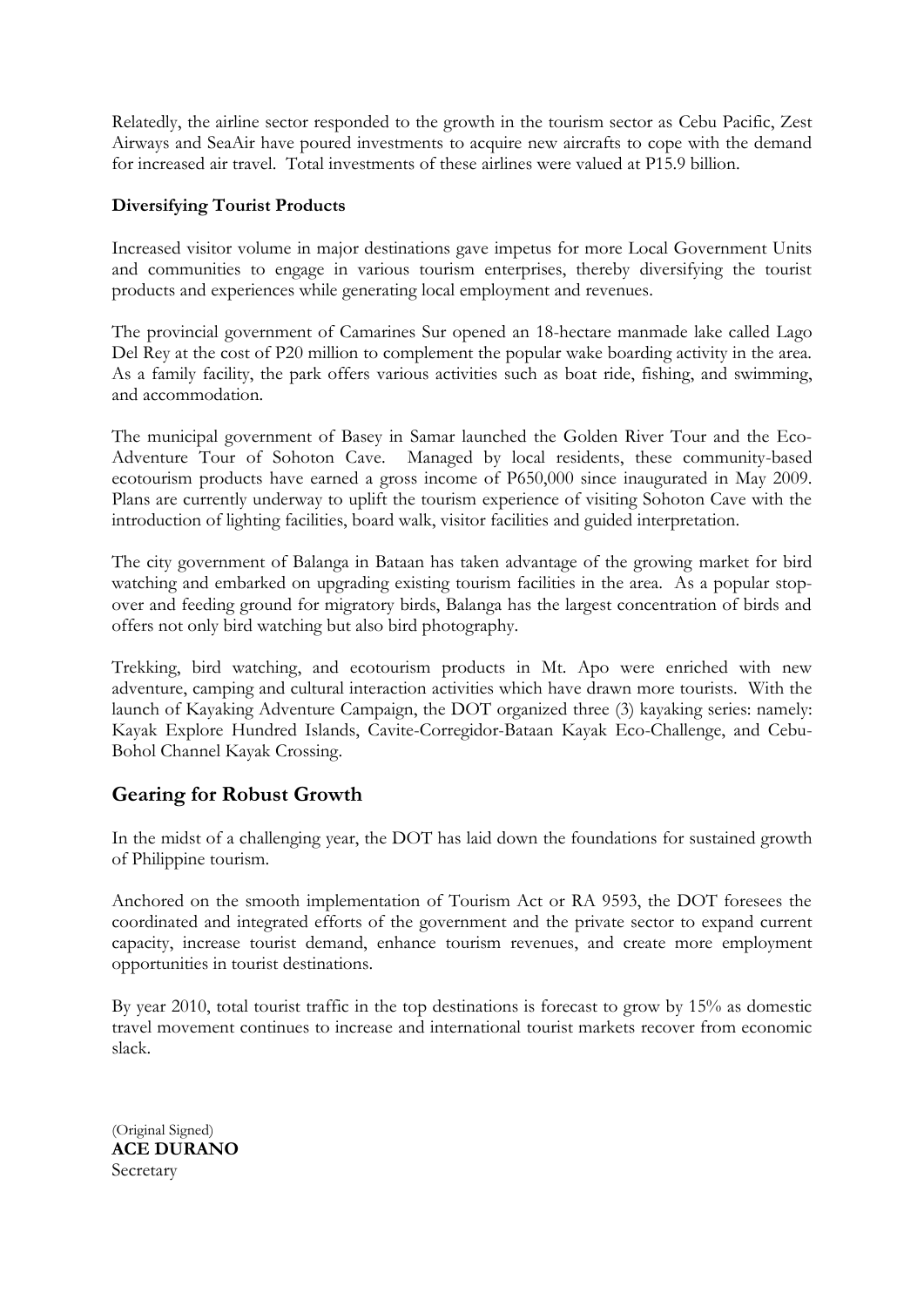Relatedly, the airline sector responded to the growth in the tourism sector as Cebu Pacific, Zest Airways and SeaAir have poured investments to acquire new aircrafts to cope with the demand for increased air travel. Total investments of these airlines were valued at P15.9 billion.

**Diversifying Tourist Products**

Increased visitor volume in major destinations gave impetus for more Local Government Units and communities to engage in various tourism enterprises, thereby diversifying the tourist products and experiences while generating local employment and revenues.

The provincial government of Camarines Sur opened an 18-hectare manmade lake called Lago Del Rey at the cost of P20 million to complement the popular wake boarding activity in the area. As a family facility, the park offers various activities such as boat ride, fishing, and swimming, and accommodation.

The municipal government of Basey in Samar launched the Golden River Tour and the Eco-Adventure Tour of Sohoton Cave. Managed by local residents, these community-based ecotourism products have earned a gross income of P650,000 since inaugurated in May 2009. Plans are currently underway to uplift the tourism experience of visiting Sohoton Cave with the introduction of lighting facilities, board walk, visitor facilities and guided interpretation.

The city government of Balanga in Bataan has taken advantage of the growing market for bird watching and embarked on upgrading existing tourism facilities in the area. As a popular stop-over and feeding ground for migratory birds, Balanga has the largest concentration of birds and offers not only bird watching but also bird photography.

Trekking, bird watching, and ecotourism products in Mt. Apo were enriched with new adventure, camping and cultural interaction activities which have drawn more tourists. With the launch of Kayaking Adventure Campaign, the DOT organized three (3) kayaking series: namely: Kayak Explore Hundred Islands, Cavite-Corregidor-Bataan Kayak Eco-Challenge, and Cebu-Bohol Channel Kayak Crossing.

## Gearing for Robust Growth

In the midst of a challenging year, the DOT has laid down the foundations for sustained growth of Philippine tourism.

Anchored on the smooth implementation of Tourism Act or RA 9593, the DOT foresees the coordinated and integrated efforts of the government and the private sector to expand current capacity, increase tourist demand, enhance tourism revenues, and create more employment opportunities in tourist destinations.

By year 2010, total tourist traffic in the top destinations is forecast to grow by 15% as domestic travel movement continues to increase and international tourist markets recover from economic slack.

(Original Signed)
**ACE DURANO**
Secretary